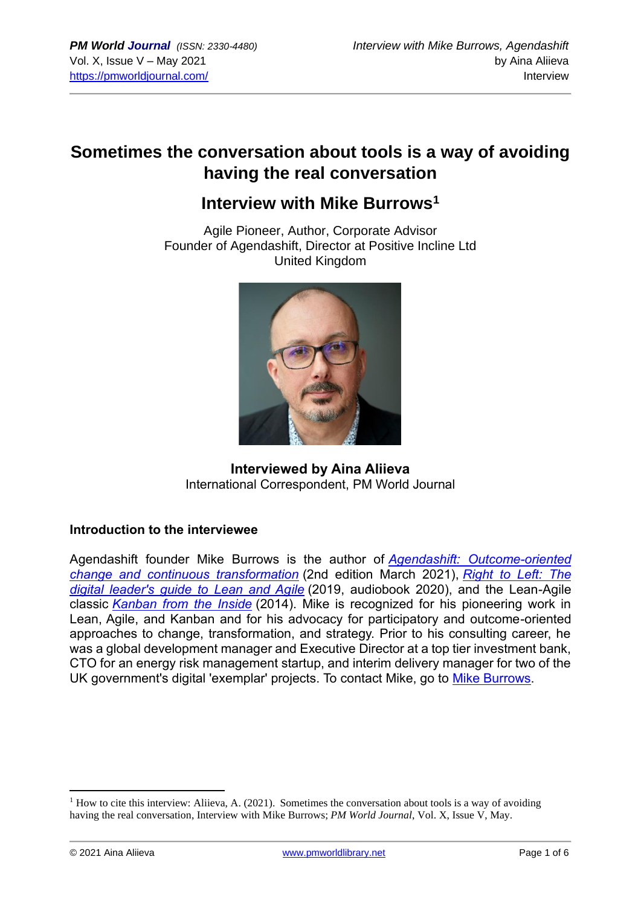# Sometimes the conversation about tools is a way of avoiding having the real conversation

## Interview with Mike Burrows[1]

Agile Pioneer, Author, Corporate Advisor
Founder of Agendashift, Director at Positive Incline Ltd
United Kingdom

**Interviewed by Aina Aliieva**
International Correspondent, PM World Journal

### Introduction to the interviewee

Agendashift founder Mike Burrows is the author of *Agendashift: Outcome-oriented change and continuous transformation* (2nd edition March 2021), *Right to Left: The digital leader's guide to Lean and Agile* (2019, audiobook 2020), and the Lean-Agile classic *Kanban from the Inside* (2014). Mike is recognized for his pioneering work in Lean, Agile, and Kanban and for his advocacy for participatory and outcome-oriented approaches to change, transformation, and strategy. Prior to his consulting career, he was a global development manager and Executive Director at a top tier investment bank, CTO for an energy risk management startup, and interim delivery manager for two of the UK government's digital 'exemplar' projects. To contact Mike, go to Mike Burrows.

---

[1] How to cite this interview: Aliieva, A. (2021). Sometimes the conversation about tools is a way of avoiding having the real conversation, Interview with Mike Burrows; *PM World Journal*, Vol. X, Issue V, May.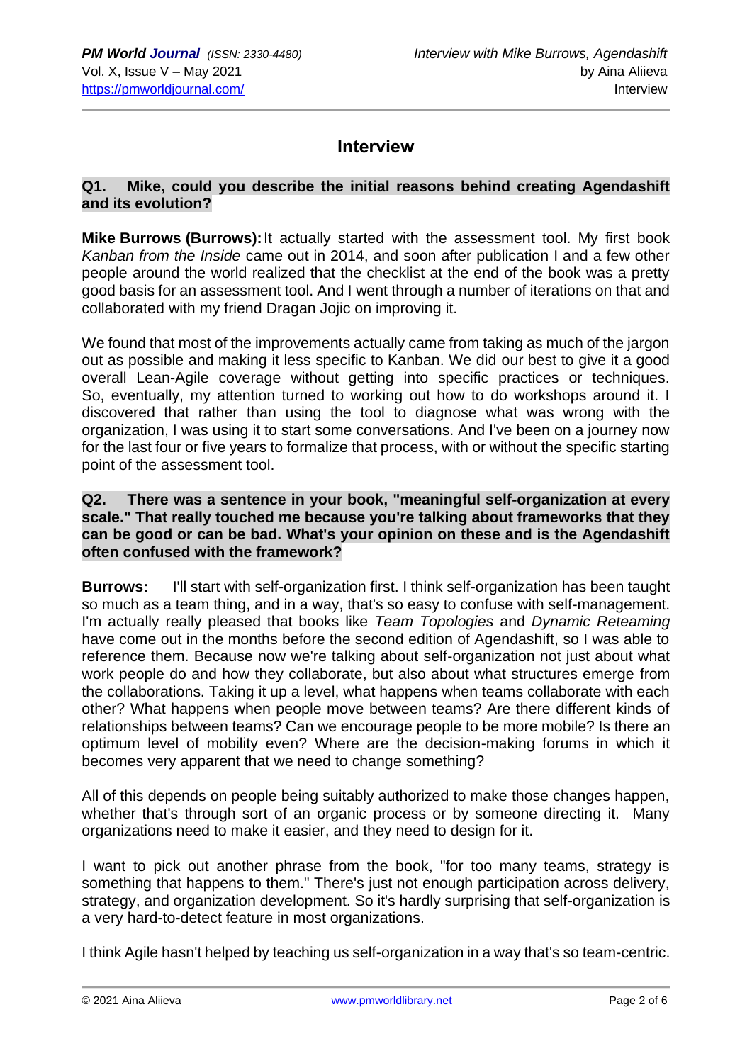## Interview

**Q1. Mike, could you describe the initial reasons behind creating Agendashift and its evolution?**

**Mike Burrows (Burrows):** It actually started with the assessment tool. My first book *Kanban from the Inside* came out in 2014, and soon after publication I and a few other people around the world realized that the checklist at the end of the book was a pretty good basis for an assessment tool. And I went through a number of iterations on that and collaborated with my friend Dragan Jojic on improving it.

We found that most of the improvements actually came from taking as much of the jargon out as possible and making it less specific to Kanban. We did our best to give it a good overall Lean-Agile coverage without getting into specific practices or techniques. So, eventually, my attention turned to working out how to do workshops around it. I discovered that rather than using the tool to diagnose what was wrong with the organization, I was using it to start some conversations. And I've been on a journey now for the last four or five years to formalize that process, with or without the specific starting point of the assessment tool.

**Q2. There was a sentence in your book, "meaningful self-organization at every scale." That really touched me because you're talking about frameworks that they can be good or can be bad. What's your opinion on these and is the Agendashift often confused with the framework?**

**Burrows:** I'll start with self-organization first. I think self-organization has been taught so much as a team thing, and in a way, that's so easy to confuse with self-management. I'm actually really pleased that books like *Team Topologies* and *Dynamic Reteaming* have come out in the months before the second edition of Agendashift, so I was able to reference them. Because now we're talking about self-organization not just about what work people do and how they collaborate, but also about what structures emerge from the collaborations. Taking it up a level, what happens when teams collaborate with each other? What happens when people move between teams? Are there different kinds of relationships between teams? Can we encourage people to be more mobile? Is there an optimum level of mobility even? Where are the decision-making forums in which it becomes very apparent that we need to change something?

All of this depends on people being suitably authorized to make those changes happen, whether that's through sort of an organic process or by someone directing it. Many organizations need to make it easier, and they need to design for it.

I want to pick out another phrase from the book, "for too many teams, strategy is something that happens to them." There's just not enough participation across delivery, strategy, and organization development. So it's hardly surprising that self-organization is a very hard-to-detect feature in most organizations.

I think Agile hasn't helped by teaching us self-organization in a way that's so team-centric.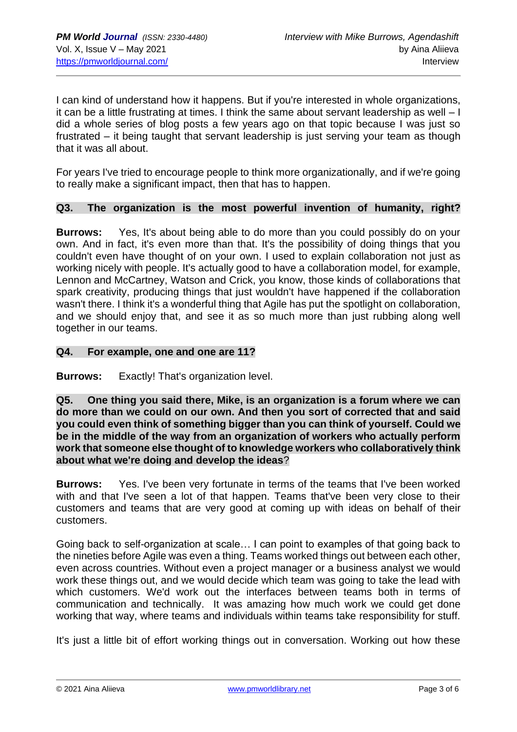I can kind of understand how it happens. But if you're interested in whole organizations, it can be a little frustrating at times. I think the same about servant leadership as well – I did a whole series of blog posts a few years ago on that topic because I was just so frustrated – it being taught that servant leadership is just serving your team as though that it was all about.

For years I've tried to encourage people to think more organizationally, and if we're going to really make a significant impact, then that has to happen.

**Q3. The organization is the most powerful invention of humanity, right?**

**Burrows:** Yes, It's about being able to do more than you could possibly do on your own. And in fact, it's even more than that. It's the possibility of doing things that you couldn't even have thought of on your own. I used to explain collaboration not just as working nicely with people. It's actually good to have a collaboration model, for example, Lennon and McCartney, Watson and Crick, you know, those kinds of collaborations that spark creativity, producing things that just wouldn't have happened if the collaboration wasn't there. I think it's a wonderful thing that Agile has put the spotlight on collaboration, and we should enjoy that, and see it as so much more than just rubbing along well together in our teams.

**Q4. For example, one and one are 11?**

**Burrows:** Exactly! That's organization level.

**Q5. One thing you said there, Mike, is an organization is a forum where we can do more than we could on our own. And then you sort of corrected that and said you could even think of something bigger than you can think of yourself. Could we be in the middle of the way from an organization of workers who actually perform work that someone else thought of to knowledge workers who collaboratively think about what we're doing and develop the ideas?**

**Burrows:** Yes. I've been very fortunate in terms of the teams that I've been worked with and that I've seen a lot of that happen. Teams that've been very close to their customers and teams that are very good at coming up with ideas on behalf of their customers.

Going back to self-organization at scale… I can point to examples of that going back to the nineties before Agile was even a thing. Teams worked things out between each other, even across countries. Without even a project manager or a business analyst we would work these things out, and we would decide which team was going to take the lead with which customers. We'd work out the interfaces between teams both in terms of communication and technically. It was amazing how much work we could get done working that way, where teams and individuals within teams take responsibility for stuff.

It's just a little bit of effort working things out in conversation. Working out how these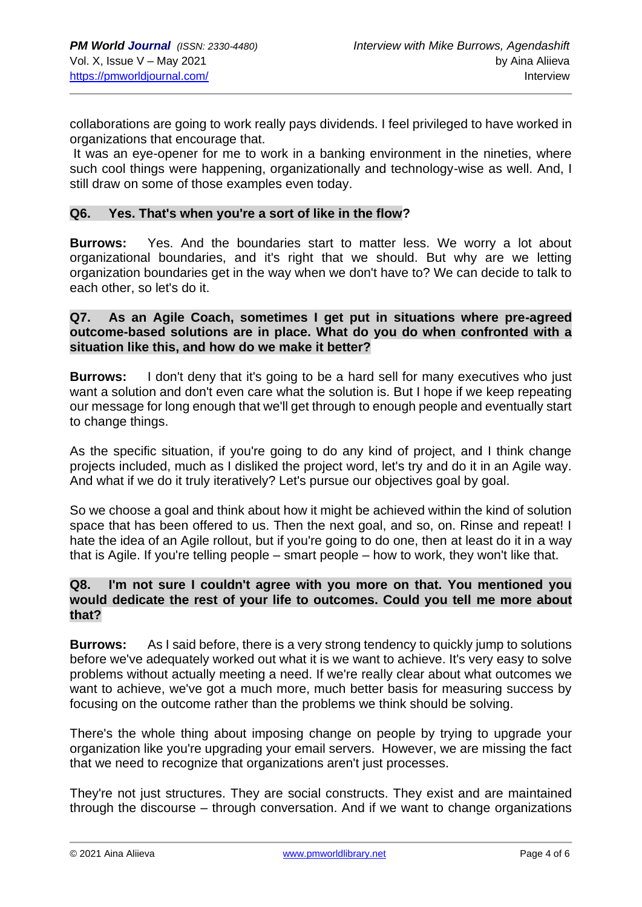collaborations are going to work really pays dividends. I feel privileged to have worked in organizations that encourage that.

It was an eye-opener for me to work in a banking environment in the nineties, where such cool things were happening, organizationally and technology-wise as well. And, I still draw on some of those examples even today.

**Q6. Yes. That's when you're a sort of like in the flow?**

**Burrows:** Yes. And the boundaries start to matter less. We worry a lot about organizational boundaries, and it's right that we should. But why are we letting organization boundaries get in the way when we don't have to? We can decide to talk to each other, so let's do it.

**Q7. As an Agile Coach, sometimes I get put in situations where pre-agreed outcome-based solutions are in place. What do you do when confronted with a situation like this, and how do we make it better?**

**Burrows:** I don't deny that it's going to be a hard sell for many executives who just want a solution and don't even care what the solution is. But I hope if we keep repeating our message for long enough that we'll get through to enough people and eventually start to change things.

As the specific situation, if you're going to do any kind of project, and I think change projects included, much as I disliked the project word, let's try and do it in an Agile way. And what if we do it truly iteratively? Let's pursue our objectives goal by goal.

So we choose a goal and think about how it might be achieved within the kind of solution space that has been offered to us. Then the next goal, and so, on. Rinse and repeat! I hate the idea of an Agile rollout, but if you're going to do one, then at least do it in a way that is Agile. If you're telling people – smart people – how to work, they won't like that.

**Q8. I'm not sure I couldn't agree with you more on that. You mentioned you would dedicate the rest of your life to outcomes. Could you tell me more about that?**

**Burrows:** As I said before, there is a very strong tendency to quickly jump to solutions before we've adequately worked out what it is we want to achieve. It's very easy to solve problems without actually meeting a need. If we're really clear about what outcomes we want to achieve, we've got a much more, much better basis for measuring success by focusing on the outcome rather than the problems we think should be solving.

There's the whole thing about imposing change on people by trying to upgrade your organization like you're upgrading your email servers. However, we are missing the fact that we need to recognize that organizations aren't just processes.

They're not just structures. They are social constructs. They exist and are maintained through the discourse – through conversation. And if we want to change organizations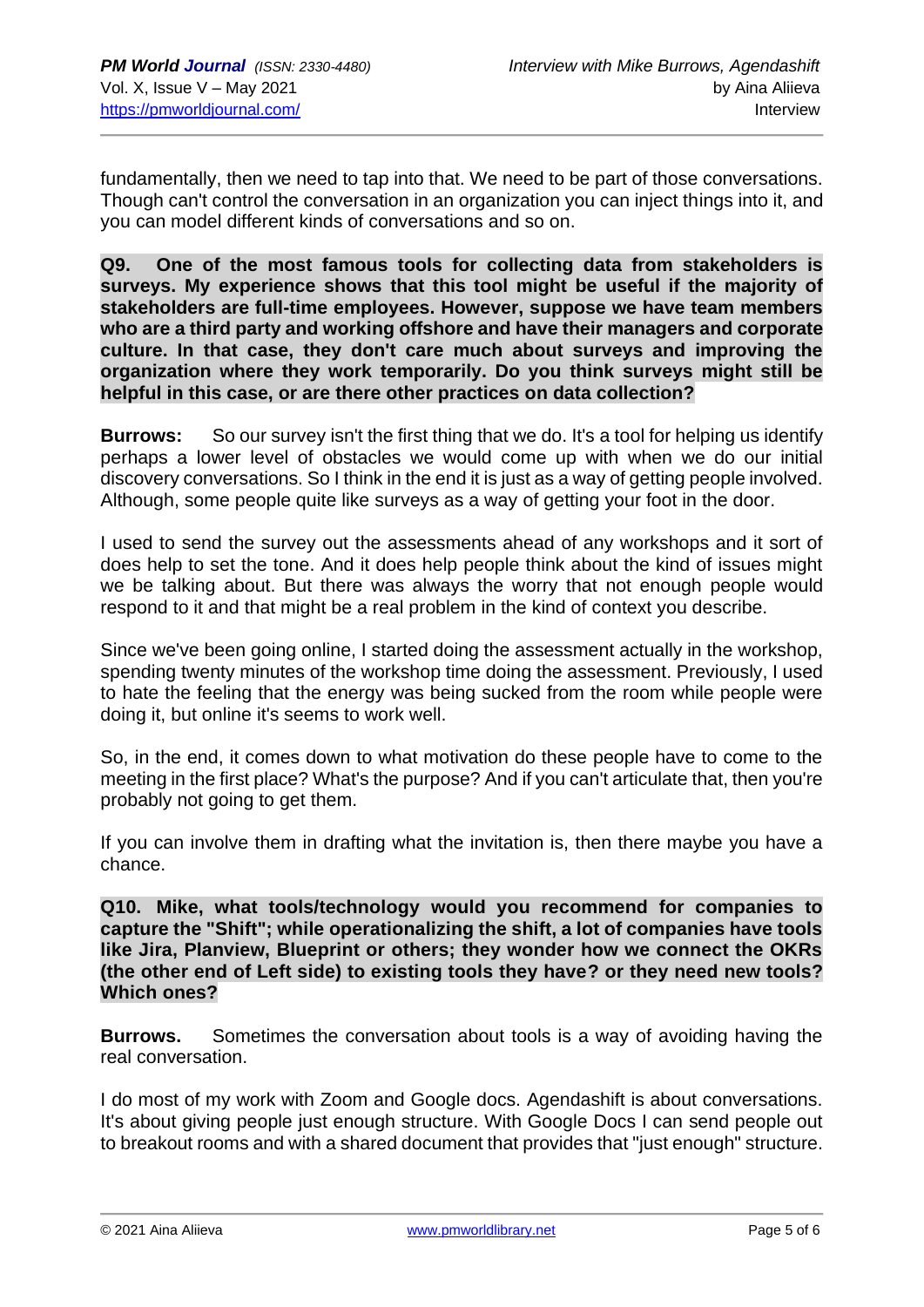fundamentally, then we need to tap into that. We need to be part of those conversations. Though can't control the conversation in an organization you can inject things into it, and you can model different kinds of conversations and so on.

**Q9. One of the most famous tools for collecting data from stakeholders is surveys. My experience shows that this tool might be useful if the majority of stakeholders are full-time employees. However, suppose we have team members who are a third party and working offshore and have their managers and corporate culture. In that case, they don't care much about surveys and improving the organization where they work temporarily. Do you think surveys might still be helpful in this case, or are there other practices on data collection?**

**Burrows:** So our survey isn't the first thing that we do. It's a tool for helping us identify perhaps a lower level of obstacles we would come up with when we do our initial discovery conversations. So I think in the end it is just as a way of getting people involved. Although, some people quite like surveys as a way of getting your foot in the door.

I used to send the survey out the assessments ahead of any workshops and it sort of does help to set the tone. And it does help people think about the kind of issues might we be talking about. But there was always the worry that not enough people would respond to it and that might be a real problem in the kind of context you describe.

Since we've been going online, I started doing the assessment actually in the workshop, spending twenty minutes of the workshop time doing the assessment. Previously, I used to hate the feeling that the energy was being sucked from the room while people were doing it, but online it's seems to work well.

So, in the end, it comes down to what motivation do these people have to come to the meeting in the first place? What's the purpose? And if you can't articulate that, then you're probably not going to get them.

If you can involve them in drafting what the invitation is, then there maybe you have a chance.

**Q10. Mike, what tools/technology would you recommend for companies to capture the "Shift"; while operationalizing the shift, a lot of companies have tools like Jira, Planview, Blueprint or others; they wonder how we connect the OKRs (the other end of Left side) to existing tools they have? or they need new tools? Which ones?**

**Burrows.** Sometimes the conversation about tools is a way of avoiding having the real conversation.

I do most of my work with Zoom and Google docs. Agendashift is about conversations. It's about giving people just enough structure. With Google Docs I can send people out to breakout rooms and with a shared document that provides that "just enough" structure.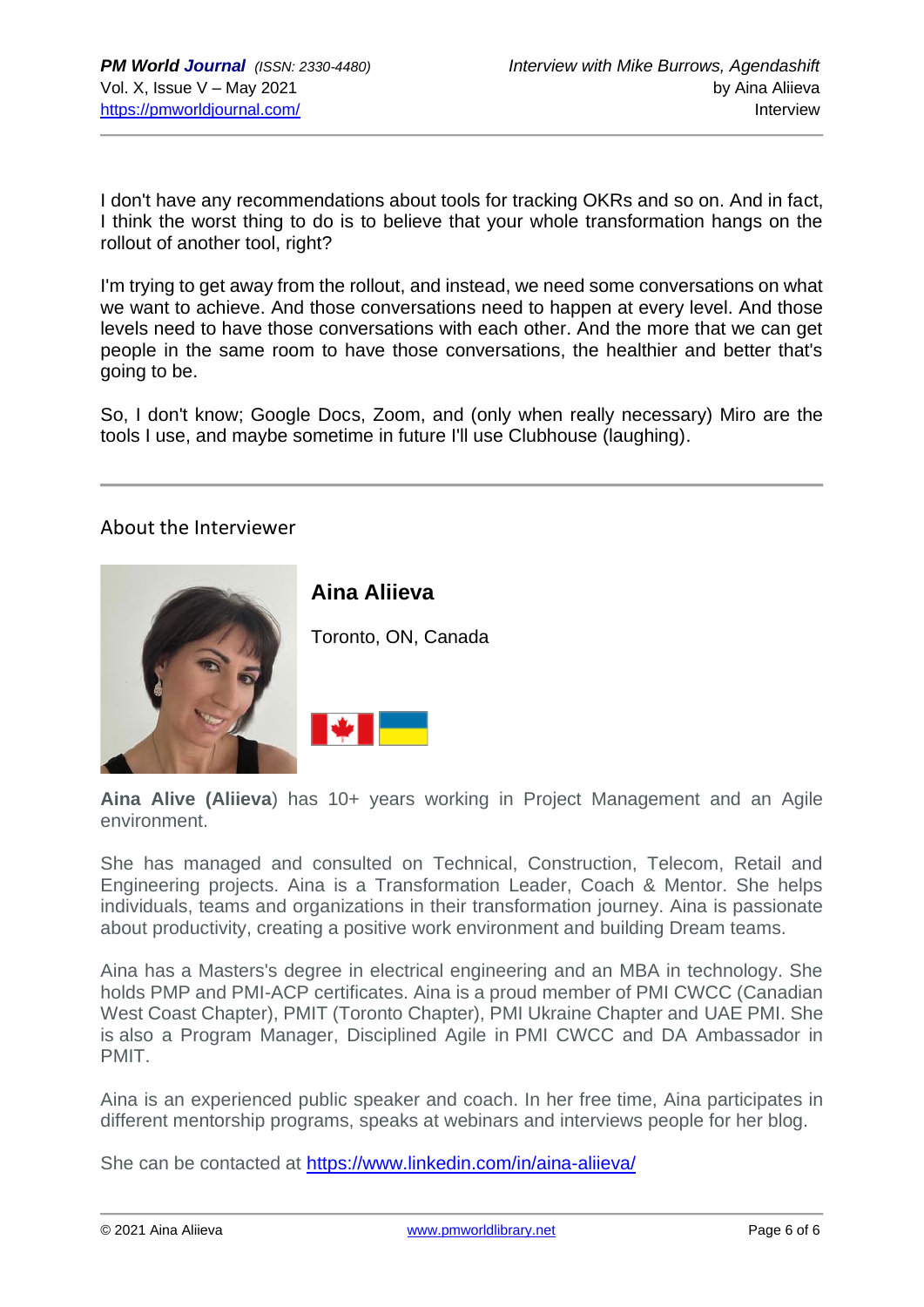I don't have any recommendations about tools for tracking OKRs and so on. And in fact, I think the worst thing to do is to believe that your whole transformation hangs on the rollout of another tool, right?

I'm trying to get away from the rollout, and instead, we need some conversations on what we want to achieve. And those conversations need to happen at every level. And those levels need to have those conversations with each other. And the more that we can get people in the same room to have those conversations, the healthier and better that's going to be.

So, I don't know; Google Docs, Zoom, and (only when really necessary) Miro are the tools I use, and maybe sometime in future I'll use Clubhouse (laughing).

---

## About the Interviewer

### Aina Aliieva

Toronto, ON, Canada

**Aina Alive (Aliieva**) has 10+ years working in Project Management and an Agile environment.

She has managed and consulted on Technical, Construction, Telecom, Retail and Engineering projects. Aina is a Transformation Leader, Coach & Mentor. She helps individuals, teams and organizations in their transformation journey. Aina is passionate about productivity, creating a positive work environment and building Dream teams.

Aina has a Masters's degree in electrical engineering and an MBA in technology. She holds PMP and PMI-ACP certificates. Aina is a proud member of PMI CWCC (Canadian West Coast Chapter), PMIT (Toronto Chapter), PMI Ukraine Chapter and UAE PMI. She is also a Program Manager, Disciplined Agile in PMI CWCC and DA Ambassador in PMIT.

Aina is an experienced public speaker and coach. In her free time, Aina participates in different mentorship programs, speaks at webinars and interviews people for her blog.

She can be contacted at https://www.linkedin.com/in/aina-aliieva/